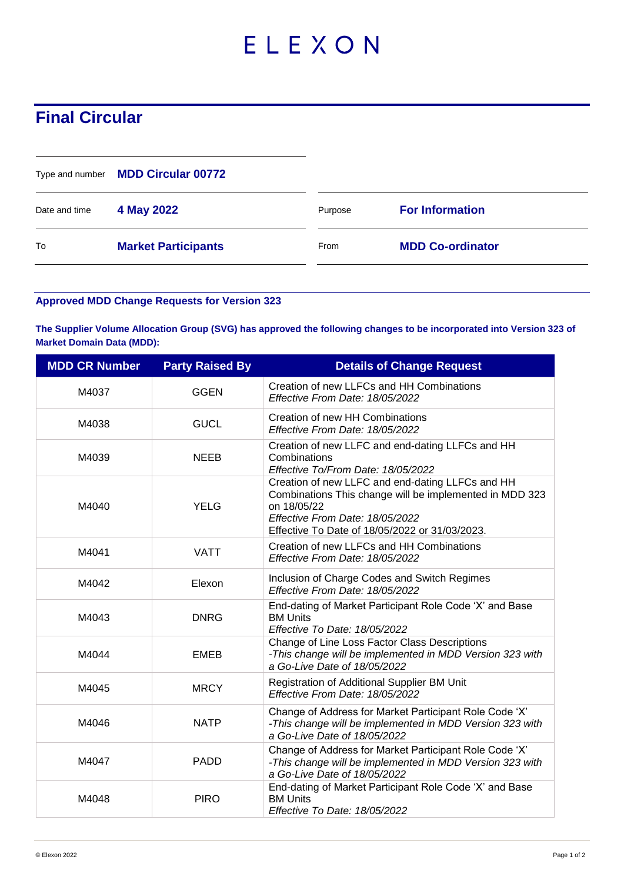ELEXON

# Final Circular

| Type and number | MDD Circular 00772 | | |
|---|---|---|---|
| Date and time | 4 May 2022 | Purpose | For Information |
| To | Market Participants | From | MDD Co-ordinator |

**Approved MDD Change Requests for Version 323**

**The Supplier Volume Allocation Group (SVG) has approved the following changes to be incorporated into Version 323 of Market Domain Data (MDD):**

| MDD CR Number | Party Raised By | Details of Change Request |
|---|---|---|
| M4037 | GGEN | Creation of new LLFCs and HH Combinations<br>*Effective From Date: 18/05/2022* |
| M4038 | GUCL | Creation of new HH Combinations<br>*Effective From Date: 18/05/2022* |
| M4039 | NEEB | Creation of new LLFC and end-dating LLFCs and HH Combinations<br>*Effective To/From Date: 18/05/2022* |
| M4040 | YELG | Creation of new LLFC and end-dating LLFCs and HH Combinations This change will be implemented in MDD 323 on 18/05/22<br>*Effective From Date: 18/05/2022*<br>Effective To Date of 18/05/2022 or 31/03/2023. |
| M4041 | VATT | Creation of new LLFCs and HH Combinations<br>*Effective From Date: 18/05/2022* |
| M4042 | Elexon | Inclusion of Charge Codes and Switch Regimes<br>*Effective From Date: 18/05/2022* |
| M4043 | DNRG | End-dating of Market Participant Role Code 'X' and Base BM Units<br>*Effective To Date: 18/05/2022* |
| M4044 | EMEB | Change of Line Loss Factor Class Descriptions<br>*-This change will be implemented in MDD Version 323 with a Go-Live Date of 18/05/2022* |
| M4045 | MRCY | Registration of Additional Supplier BM Unit<br>*Effective From Date: 18/05/2022* |
| M4046 | NATP | Change of Address for Market Participant Role Code 'X'<br>*-This change will be implemented in MDD Version 323 with a Go-Live Date of 18/05/2022* |
| M4047 | PADD | Change of Address for Market Participant Role Code 'X'<br>*-This change will be implemented in MDD Version 323 with a Go-Live Date of 18/05/2022* |
| M4048 | PIRO | End-dating of Market Participant Role Code 'X' and Base BM Units<br>*Effective To Date: 18/05/2022* |

© Elexon 2022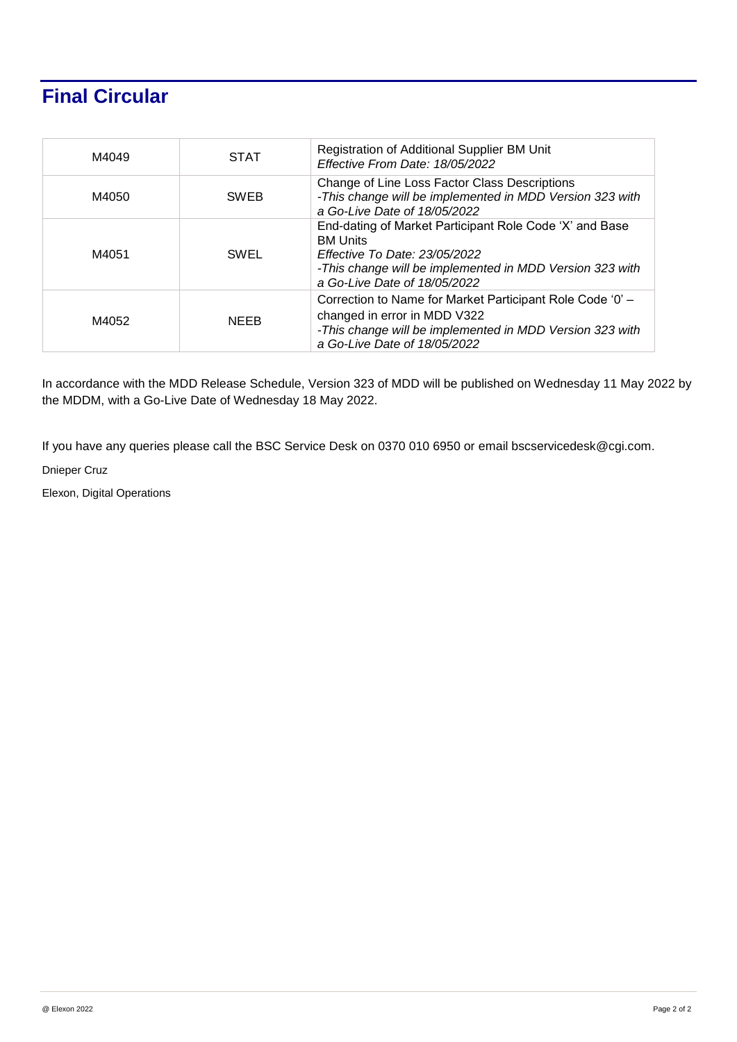## Final Circular

| | | |
|---|---|---|
| M4049 | STAT | Registration of Additional Supplier BM Unit<br>*Effective From Date: 18/05/2022* |
| M4050 | SWEB | Change of Line Loss Factor Class Descriptions<br>*-This change will be implemented in MDD Version 323 with a Go-Live Date of 18/05/2022* |
| M4051 | SWEL | End-dating of Market Participant Role Code 'X' and Base BM Units<br>*Effective To Date: 23/05/2022*<br>*-This change will be implemented in MDD Version 323 with a Go-Live Date of 18/05/2022* |
| M4052 | NEEB | Correction to Name for Market Participant Role Code '0' – changed in error in MDD V322<br>*-This change will be implemented in MDD Version 323 with a Go-Live Date of 18/05/2022* |

In accordance with the MDD Release Schedule, Version 323 of MDD will be published on Wednesday 11 May 2022 by the MDDM, with a Go-Live Date of Wednesday 18 May 2022.

If you have any queries please call the BSC Service Desk on 0370 010 6950 or email bscservicedesk@cgi.com.

Dnieper Cruz

Elexon, Digital Operations